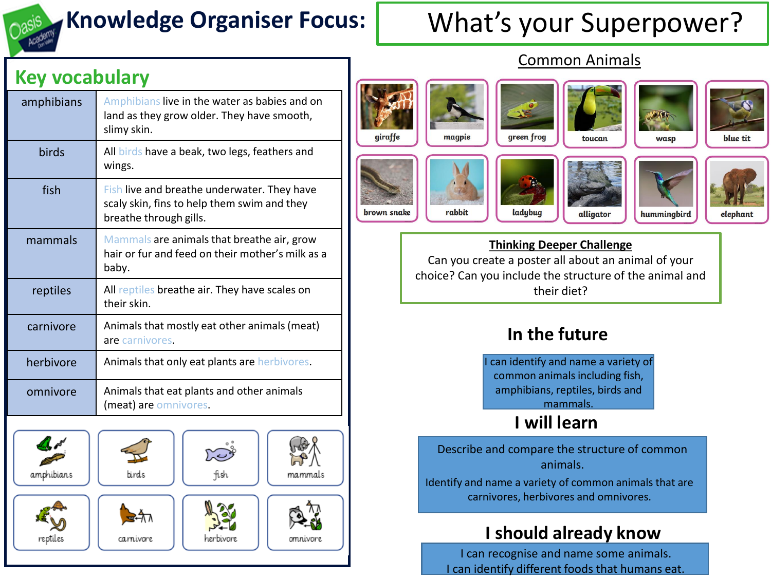# Knowledge Organiser Focus: What's your Superpower?

## Key vocabulary

| | |
|---|---|
| amphibians | Amphibians live in the water as babies and on land as they grow older. They have smooth, slimy skin. |
| birds | All birds have a beak, two legs, feathers and wings. |
| fish | Fish live and breathe underwater. They have scaly skin, fins to help them swim and they breathe through gills. |
| mammals | Mammals are animals that breathe air, grow hair or fur and feed on their mother's milk as a baby. |
| reptiles | All reptiles breathe air. They have scales on their skin. |
| carnivore | Animals that mostly eat other animals (meat) are carnivores. |
| herbivore | Animals that only eat plants are herbivores. |
| omnivore | Animals that eat plants and other animals (meat) are omnivores. |

amphibians | birds | fish | mammals

reptiles | carnivore | herbivore | omnivore

## Common Animals

giraffe, magpie, green frog, toucan, wasp, blue tit

brown snake, rabbit, ladybug, alligator, hummingbird, elephant

**Thinking Deeper Challenge**

Can you create a poster all about an animal of your choice? Can you include the structure of the animal and their diet?

## In the future

I can identify and name a variety of common animals including fish, amphibians, reptiles, birds and mammals.

## I will learn

Describe and compare the structure of common animals.

Identify and name a variety of common animals that are carnivores, herbivores and omnivores.

## I should already know

I can recognise and name some animals.
I can identify different foods that humans eat.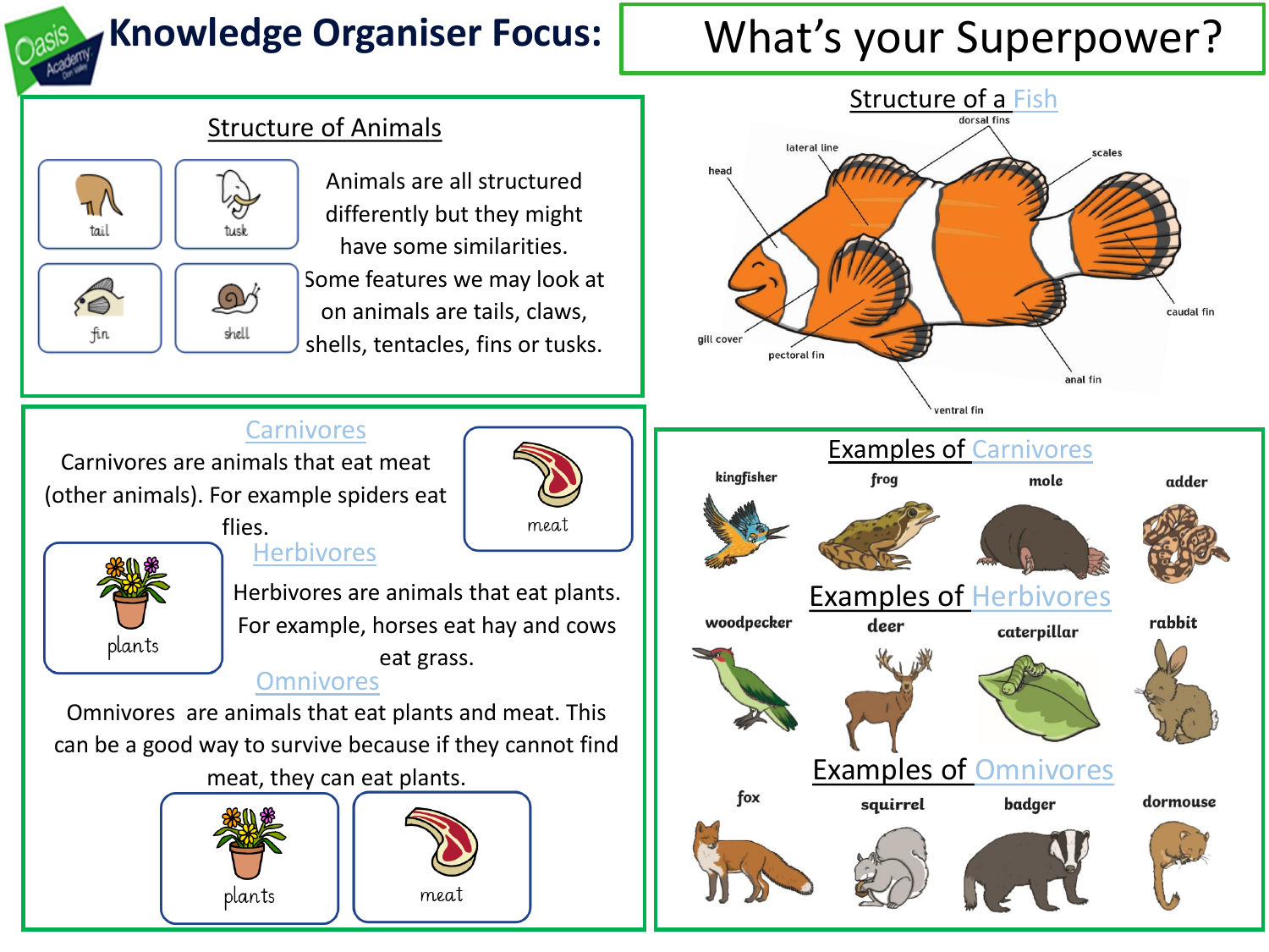# Knowledge Organiser Focus: What's your Superpower?

## Structure of Animals

tail | tusk | fin | shell

Animals are all structured differently but they might have some similarities. Some features we may look at on animals are tails, claws, shells, tentacles, fins or tusks.

## Structure of a Fish

dorsal fins, lateral line, head, scales, gill cover, pectoral fin, caudal fin, anal fin, ventral fin

## Carnivores

Carnivores are animals that eat meat (other animals). For example spiders eat flies.

meat

## Herbivores

plants

Herbivores are animals that eat plants. For example, horses eat hay and cows eat grass.

## Omnivores

Omnivores are animals that eat plants and meat. This can be a good way to survive because if they cannot find meat, they can eat plants.

plants | meat

## Examples of Carnivores

kingfisher, frog, mole, adder

## Examples of Herbivores

woodpecker, deer, caterpillar, rabbit

## Examples of Omnivores

fox, squirrel, badger, dormouse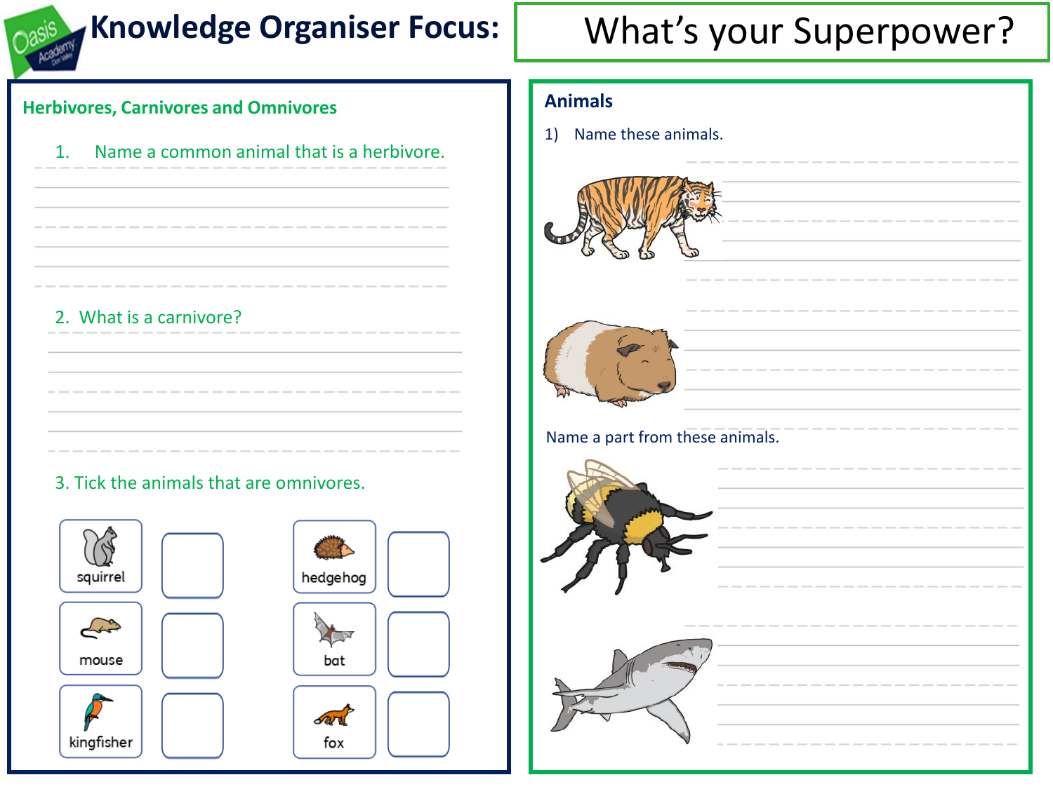# Knowledge Organiser Focus: What's your Superpower?

## Herbivores, Carnivores and Omnivores

1. Name a common animal that is a herbivore.

2. What is a carnivore?

3. Tick the animals that are omnivores.

| | | | |
|---|---|---|---|
| squirrel | ☐ | hedgehog | ☐ |
| mouse | ☐ | bat | ☐ |
| kingfisher | ☐ | fox | ☐ |

## Animals

1) Name these animals.

Name a part from these animals.